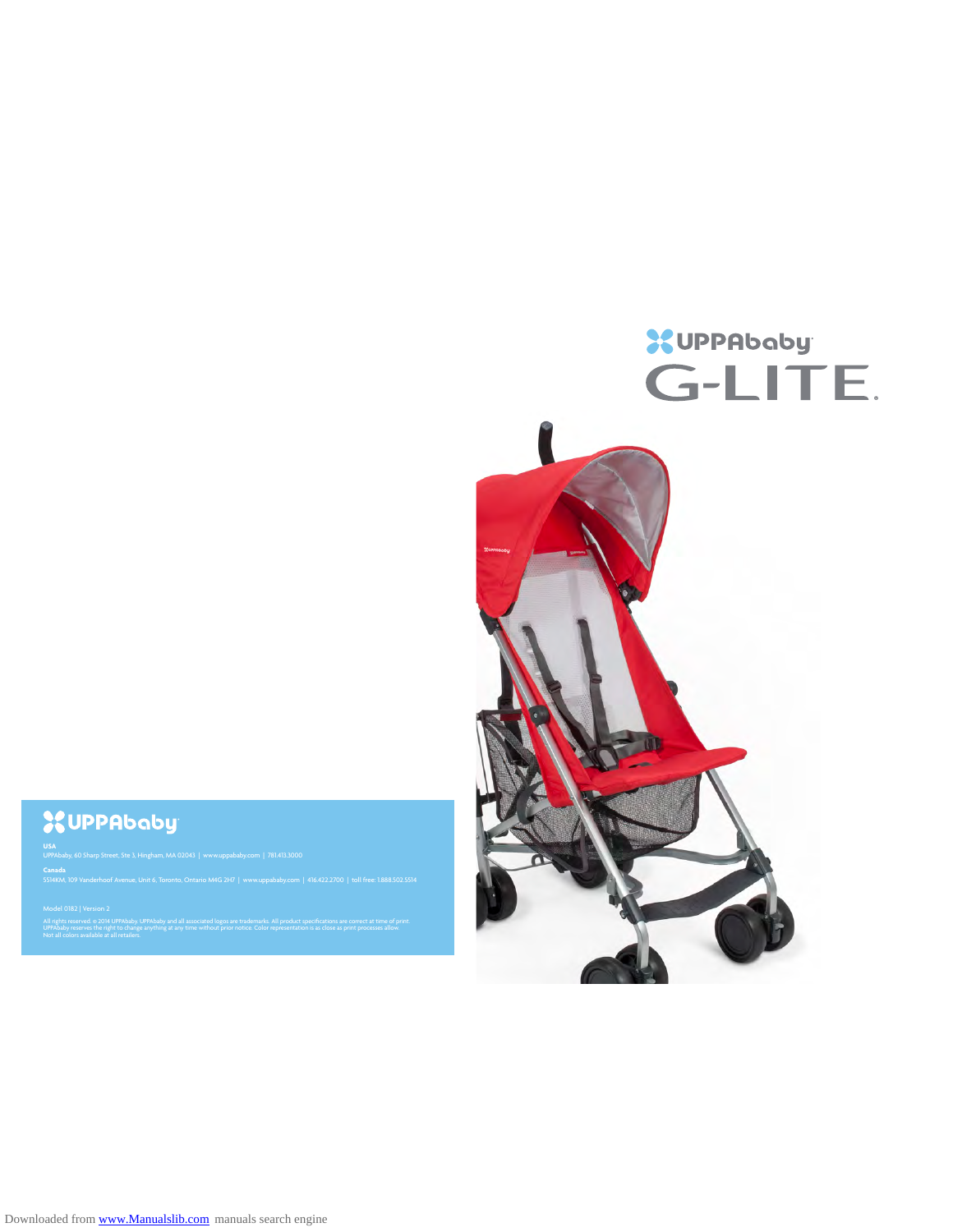# UPPAbaby G-LITE.

**UPPAbaby**

**USA**
UPPAbaby, 60 Sharp Street, Ste 3, Hingham, MA 02043 | www.uppababy.com | 781.413.3000

**Canada**
5514KM, 109 Vanderhoof Avenue, Unit 6, Toronto, Ontario M4G 2H7 | www.uppababy.com | 416.422.2700 | toll free: 1.888.502.5514

Model 0182 | Version 2

All rights reserved. © 2014 UPPAbaby. UPPAbaby and all associated logos are trademarks. All product specifications are correct at time of print. UPPAbaby reserves the right to change anything at any time without prior notice. Color representation is as close as print processes allow. Not all colors available at all retailers.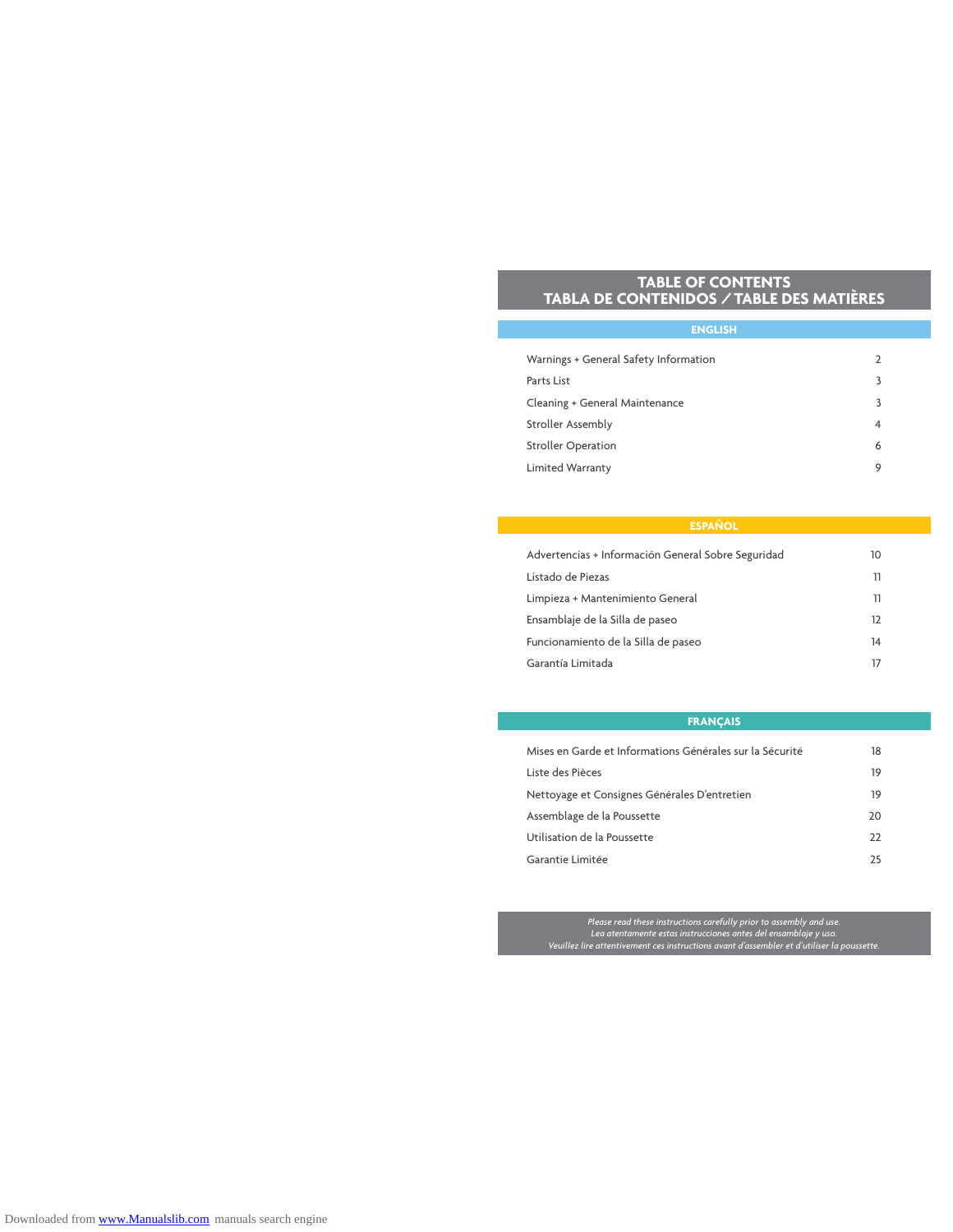# TABLE OF CONTENTS
# TABLA DE CONTENIDOS / TABLE DES MATIÈRES

## ENGLISH

| | |
|---|---|
| Warnings + General Safety Information | 2 |
| Parts List | 3 |
| Cleaning + General Maintenance | 3 |
| Stroller Assembly | 4 |
| Stroller Operation | 6 |
| Limited Warranty | 9 |

## ESPAÑOL

| | |
|---|---|
| Advertencias + Información General Sobre Seguridad | 10 |
| Listado de Piezas | 11 |
| Limpieza + Mantenimiento General | 11 |
| Ensamblaje de la Silla de paseo | 12 |
| Funcionamiento de la Silla de paseo | 14 |
| Garantía Limitada | 17 |

## FRANÇAIS

| | |
|---|---|
| Mises en Garde et Informations Générales sur la Sécurité | 18 |
| Liste des Pièces | 19 |
| Nettoyage et Consignes Générales D'entretien | 19 |
| Assemblage de la Poussette | 20 |
| Utilisation de la Poussette | 22 |
| Garantie Limitée | 25 |

*Please read these instructions carefully prior to assembly and use.*
*Lea atentamente estas instrucciones antes del ensamblaje y uso.*
*Veuillez lire attentivement ces instructions avant d'assembler et d'utiliser la poussette.*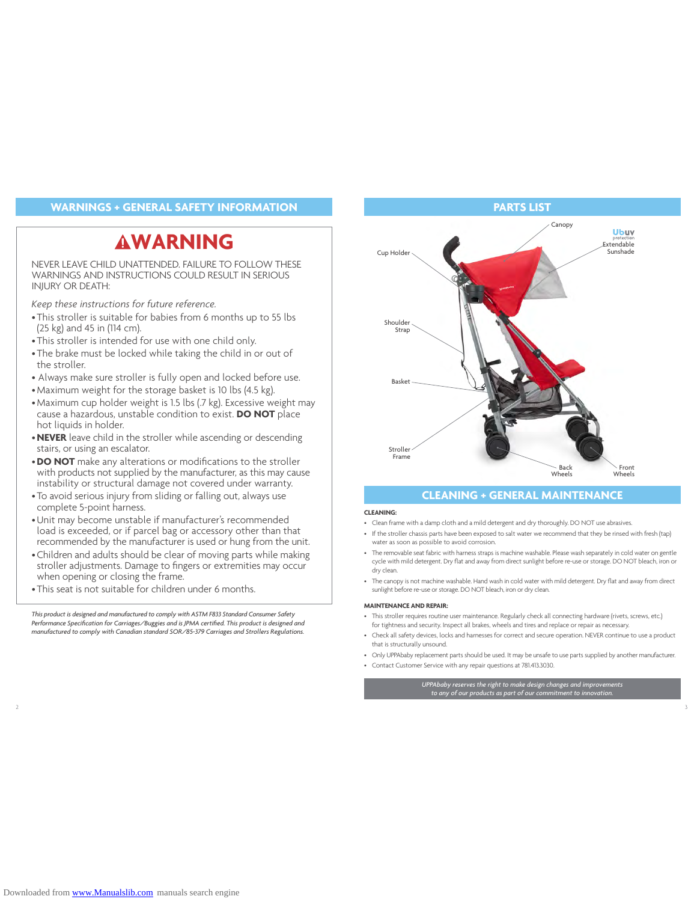## WARNINGS + GENERAL SAFETY INFORMATION

# ⚠WARNING

NEVER LEAVE CHILD UNATTENDED. FAILURE TO FOLLOW THESE WARNINGS AND INSTRUCTIONS COULD RESULT IN SERIOUS INJURY OR DEATH:

*Keep these instructions for future reference.*

- This stroller is suitable for babies from 6 months up to 55 lbs (25 kg) and 45 in (114 cm).
- This stroller is intended for use with one child only.
- The brake must be locked while taking the child in or out of the stroller.
- Always make sure stroller is fully open and locked before use.
- Maximum weight for the storage basket is 10 lbs (4.5 kg).
- Maximum cup holder weight is 1.5 lbs (.7 kg). Excessive weight may cause a hazardous, unstable condition to exist. **DO NOT** place hot liquids in holder.
- **NEVER** leave child in the stroller while ascending or descending stairs, or using an escalator.
- **DO NOT** make any alterations or modifications to the stroller with products not supplied by the manufacturer, as this may cause instability or structural damage not covered under warranty.
- To avoid serious injury from sliding or falling out, always use complete 5-point harness.
- Unit may become unstable if manufacturer's recommended load is exceeded, or if parcel bag or accessory other than that recommended by the manufacturer is used or hung from the unit.
- Children and adults should be clear of moving parts while making stroller adjustments. Damage to fingers or extremities may occur when opening or closing the frame.
- This seat is not suitable for children under 6 months.

*This product is designed and manufactured to comply with ASTM F833 Standard Consumer Safety Performance Specification for Carriages/Buggies and is JPMA certified. This product is designed and manufactured to comply with Canadian standard SOR/85-379 Carriages and Strollers Regulations.*

## PARTS LIST

Canopy, UbUV protection Extendable Sunshade, Cup Holder, Shoulder Strap, Basket, Stroller Frame, Back Wheels, Front Wheels

## CLEANING + GENERAL MAINTENANCE

**CLEANING:**

- Clean frame with a damp cloth and a mild detergent and dry thoroughly. DO NOT use abrasives.
- If the stroller chassis parts have been exposed to salt water we recommend that they be rinsed with fresh (tap) water as soon as possible to avoid corrosion.
- The removable seat fabric with harness straps is machine washable. Please wash separately in cold water on gentle cycle with mild detergent. Dry flat and away from direct sunlight before re-use or storage. DO NOT bleach, iron or dry clean.
- The canopy is not machine washable. Hand wash in cold water with mild detergent. Dry flat and away from direct sunlight before re-use or storage. DO NOT bleach, iron or dry clean.

**MAINTENANCE AND REPAIR:**

- This stroller requires routine user maintenance. Regularly check all connecting hardware (rivets, screws, etc.) for tightness and security. Inspect all brakes, wheels and tires and replace or repair as necessary.
- Check all safety devices, locks and harnesses for correct and secure operation. NEVER continue to use a product that is structurally unsound.
- Only UPPAbaby replacement parts should be used. It may be unsafe to use parts supplied by another manufacturer.
- Contact Customer Service with any repair questions at 781.413.3030.

*UPPAbaby reserves the right to make design changes and improvements to any of our products as part of our commitment to innovation.*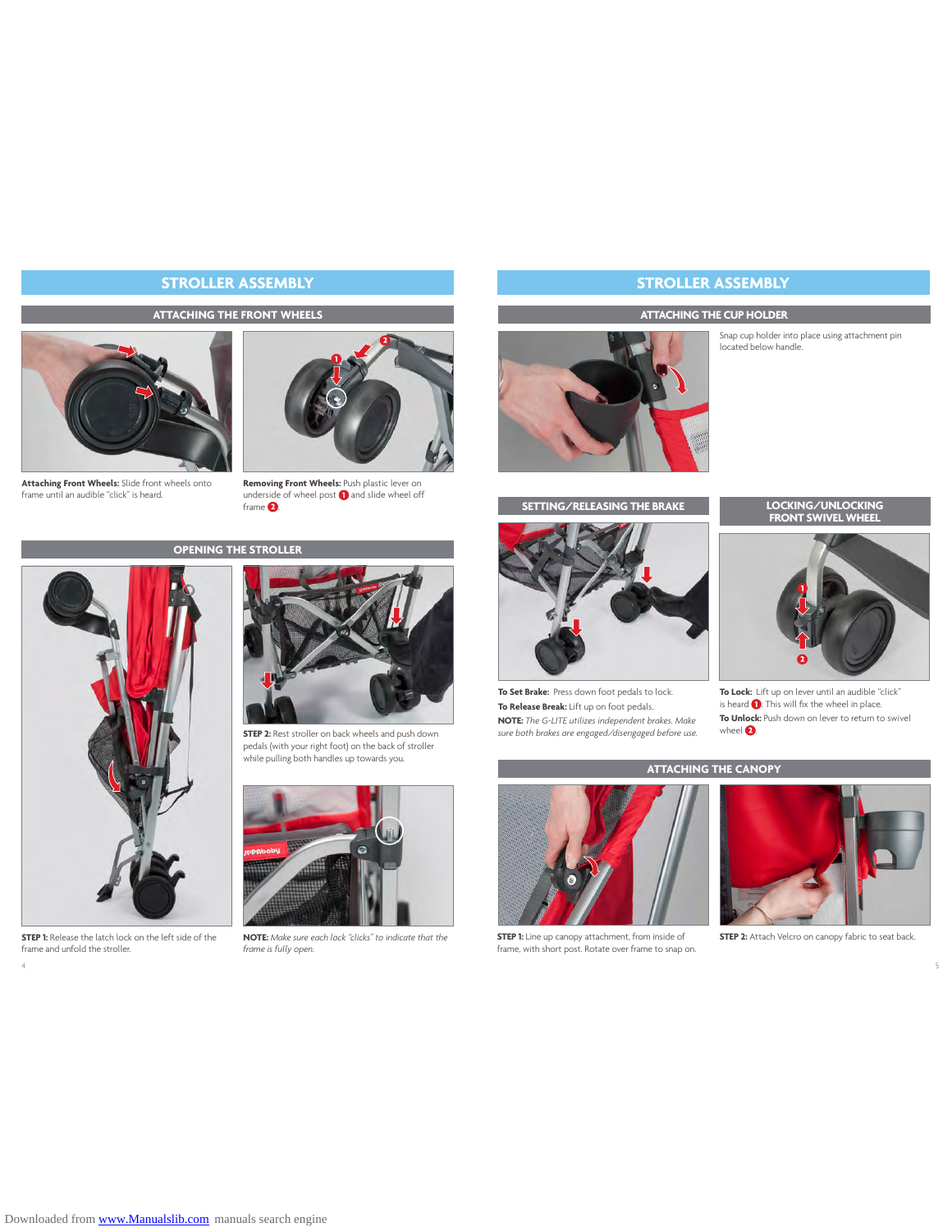# STROLLER ASSEMBLY

## ATTACHING THE FRONT WHEELS

**Attaching Front Wheels:** Slide front wheels onto frame until an audible "click" is heard.

**Removing Front Wheels:** Push plastic lever on underside of wheel post 1 and slide wheel off frame 2.

## OPENING THE STROLLER

**STEP 1:** Release the latch lock on the left side of the frame and unfold the stroller.

**STEP 2:** Rest stroller on back wheels and push down pedals (with your right foot) on the back of stroller while pulling both handles up towards you.

**NOTE:** *Make sure each lock "clicks" to indicate that the frame is fully open.*

# STROLLER ASSEMBLY

## ATTACHING THE CUP HOLDER

Snap cup holder into place using attachment pin located below handle.

## SETTING/RELEASING THE BRAKE

**To Set Brake:** Press down foot pedals to lock.

**To Release Break:** Lift up on foot pedals.

**NOTE:** *The G-LITE utilizes independent brakes. Make sure both brakes are engaged/disengaged before use.*

## LOCKING/UNLOCKING FRONT SWIVEL WHEEL

**To Lock:** Lift up on lever until an audible "click" is heard 1. This will fix the wheel in place.

**To Unlock:** Push down on lever to return to swivel wheel 2.

## ATTACHING THE CANOPY

**STEP 1:** Line up canopy attachment, from inside of frame, with short post. Rotate over frame to snap on.

**STEP 2:** Attach Velcro on canopy fabric to seat back.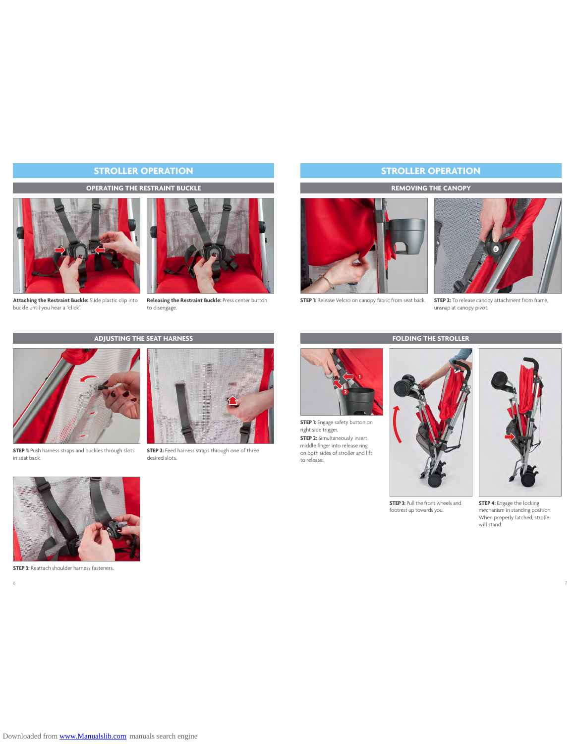## STROLLER OPERATION

### OPERATING THE RESTRAINT BUCKLE

**Attaching the Restraint Buckle:** Slide plastic clip into buckle until you hear a "click".

**Releasing the Restraint Buckle:** Press center button to disengage.

### ADJUSTING THE SEAT HARNESS

**STEP 1:** Push harness straps and buckles through slots in seat back.

**STEP 2:** Feed harness straps through one of three desired slots.

**STEP 3:** Reattach shoulder harness fasteners.

## STROLLER OPERATION

### REMOVING THE CANOPY

**STEP 1:** Release Velcro on canopy fabric from seat back.

**STEP 2:** To release canopy attachment from frame, unsnap at canopy pivot.

### FOLDING THE STROLLER

**STEP 1:** Engage safety button on right side trigger.

**STEP 2:** Simultaneously insert middle finger into release ring on both sides of stroller and lift to release.

**STEP 3:** Pull the front wheels and footrest up towards you.

**STEP 4:** Engage the locking mechanism in standing position. When properly latched, stroller will stand.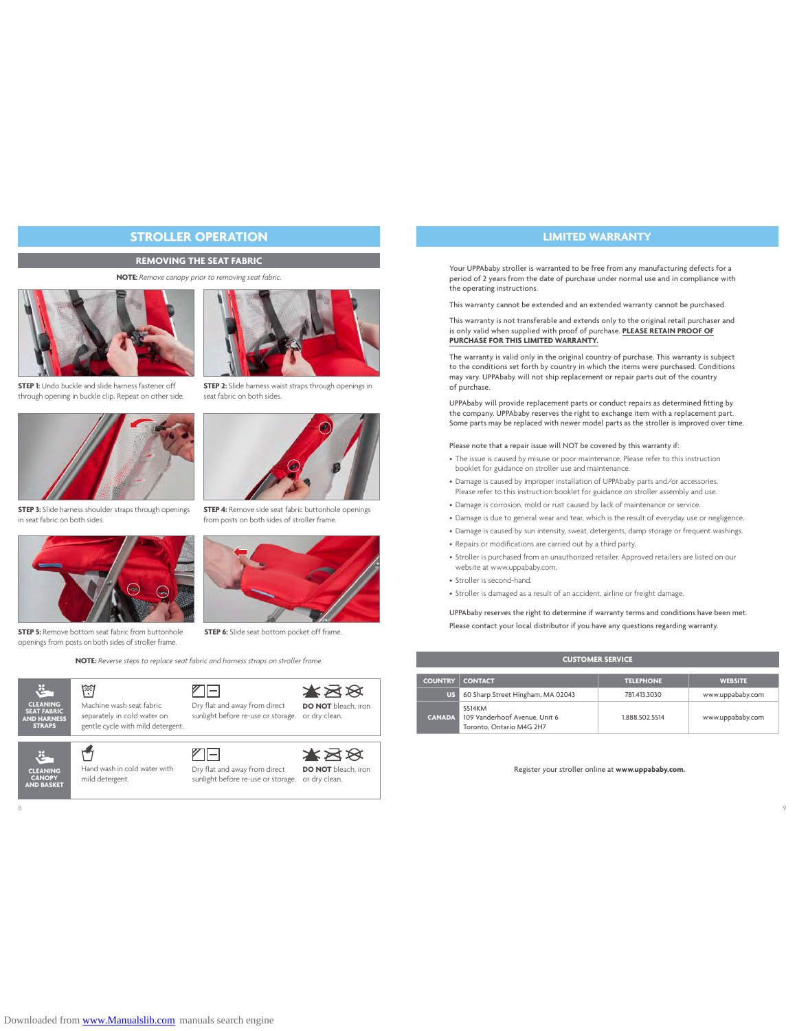# STROLLER OPERATION

## REMOVING THE SEAT FABRIC

**NOTE:** *Remove canopy prior to removing seat fabric.*

**STEP 1:** Undo buckle and slide harness fastener off through opening in buckle clip. Repeat on other side.

**STEP 2:** Slide harness waist straps through openings in seat fabric on both sides.

**STEP 3:** Slide harness shoulder straps through openings in seat fabric on both sides.

**STEP 4:** Remove side seat fabric buttonhole openings from posts on both sides of stroller frame.

**STEP 5:** Remove bottom seat fabric from buttonhole openings from posts on both sides of stroller frame.

**STEP 6:** Slide seat bottom pocket off frame.

**NOTE:** *Reverse steps to replace seat fabric and harness straps on stroller frame.*

| | | | |
|---|---|---|---|
| **CLEANING SEAT FABRIC AND HARNESS STRAPS** | Machine wash seat fabric separately in cold water on gentle cycle with mild detergent. | Dry flat and away from direct sunlight before re-use or storage. | **DO NOT** bleach, iron or dry clean. |
| **CLEANING CANOPY AND BASKET** | Hand wash in cold water with mild detergent. | Dry flat and away from direct sunlight before re-use or storage. | **DO NOT** bleach, iron or dry clean. |

# LIMITED WARRANTY

Your UPPAbaby stroller is warranted to be free from any manufacturing defects for a period of 2 years from the date of purchase under normal use and in compliance with the operating instructions.

This warranty cannot be extended and an extended warranty cannot be purchased.

This warranty is not transferable and extends only to the original retail purchaser and is only valid when supplied with proof of purchase. **PLEASE RETAIN PROOF OF PURCHASE FOR THIS LIMITED WARRANTY.**

The warranty is valid only in the original country of purchase. This warranty is subject to the conditions set forth by country in which the items were purchased. Conditions may vary. UPPAbaby will not ship replacement or repair parts out of the country of purchase.

UPPAbaby will provide replacement parts or conduct repairs as determined fitting by the company. UPPAbaby reserves the right to exchange item with a replacement part. Some parts may be replaced with newer model parts as the stroller is improved over time.

Please note that a repair issue will NOT be covered by this warranty if:

- The issue is caused by misuse or poor maintenance. Please refer to this instruction booklet for guidance on stroller use and maintenance.
- Damage is caused by improper installation of UPPAbaby parts and/or accessories. Please refer to this instruction booklet for guidance on stroller assembly and use.
- Damage is corrosion, mold or rust caused by lack of maintenance or service.
- Damage is due to general wear and tear, which is the result of everyday use or negligence.
- Damage is caused by sun intensity, sweat, detergents, damp storage or frequent washings.
- Repairs or modifications are carried out by a third party.
- Stroller is purchased from an unauthorized retailer. Approved retailers are listed on our website at www.uppababy.com.
- Stroller is second-hand.
- Stroller is damaged as a result of an accident, airline or freight damage.

UPPAbaby reserves the right to determine if warranty terms and conditions have been met.

Please contact your local distributor if you have any questions regarding warranty.

## CUSTOMER SERVICE

| COUNTRY | CONTACT | TELEPHONE | WEBSITE |
|---|---|---|---|
| US | 60 Sharp Street Hingham, MA 02043 | 781.413.3030 | www.uppababy.com |
| CANADA | 5514KM<br>109 Vanderhoof Avenue, Unit 6<br>Toronto, Ontario M4G 2H7 | 1.888.502.5514 | www.uppababy.com |

Register your stroller online at **www.uppababy.com.**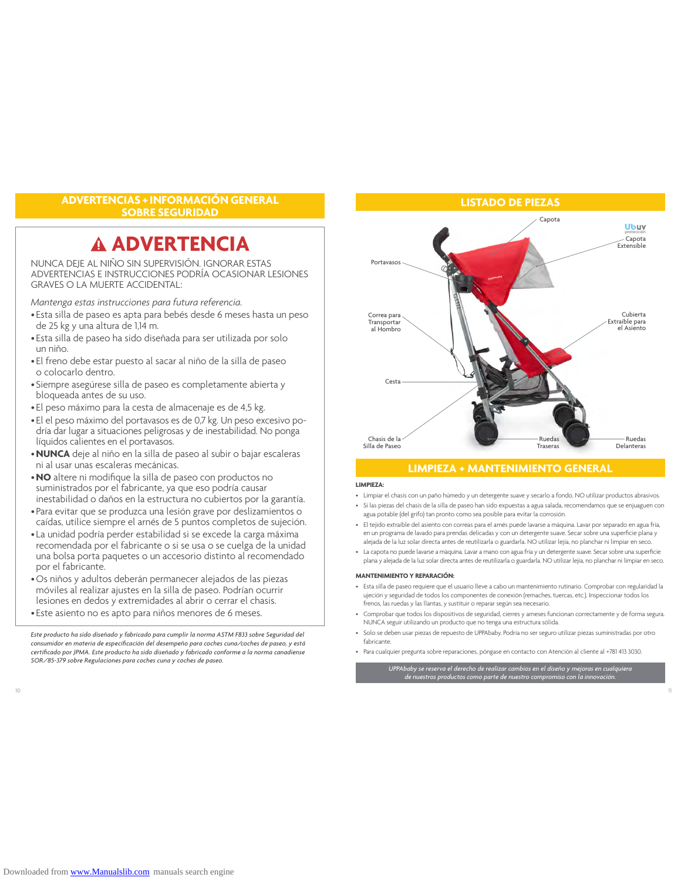## ADVERTENCIAS + INFORMACIÓN GENERAL SOBRE SEGURIDAD

# ⚠ ADVERTENCIA

NUNCA DEJE AL NIÑO SIN SUPERVISIÓN. IGNORAR ESTAS ADVERTENCIAS E INSTRUCCIONES PODRÍA OCASIONAR LESIONES GRAVES O LA MUERTE ACCIDENTAL:

*Mantenga estas instrucciones para futura referencia.*

- Esta silla de paseo es apta para bebés desde 6 meses hasta un peso de 25 kg y una altura de 1,14 m.
- Esta silla de paseo ha sido diseñada para ser utilizada por solo un niño.
- El freno debe estar puesto al sacar al niño de la silla de paseo o colocarlo dentro.
- Siempre asegúrese silla de paseo es completamente abierta y bloqueada antes de su uso.
- El peso máximo para la cesta de almacenaje es de 4,5 kg.
- El el peso máximo del portavasos es de 0,7 kg. Un peso excesivo podría dar lugar a situaciones peligrosas y de inestabilidad. No ponga líquidos calientes en el portavasos.
- **NUNCA** deje al niño en la silla de paseo al subir o bajar escaleras ni al usar unas escaleras mecánicas.
- **NO** altere ni modifique la silla de paseo con productos no suministrados por el fabricante, ya que eso podría causar inestabilidad o daños en la estructura no cubiertos por la garantía.
- Para evitar que se produzca una lesión grave por deslizamientos o caídas, utilice siempre el arnés de 5 puntos completos de sujeción.
- La unidad podría perder estabilidad si se excede la carga máxima recomendada por el fabricante o si se usa o se cuelga de la unidad una bolsa porta paquetes o un accesorio distinto al recomendado por el fabricante.
- Os niños y adultos deberán permanecer alejados de las piezas móviles al realizar ajustes en la silla de paseo. Podrían ocurrir lesiones en dedos y extremidades al abrir o cerrar el chasis.
- Este asiento no es apto para niños menores de 6 meses.

*Este producto ha sido diseñado y fabricado para cumplir la norma ASTM F833 sobre Seguridad del consumidor en materia de especificación del desempeño para coches cuna/coches de paseo, y está certificado por JPMA. Este producto ha sido diseñado y fabricado conforme a la norma canadiense SOR/85-379 sobre Regulaciones para coches cuna y coches de paseo.*

## LISTADO DE PIEZAS

- Capota
- Capota Extensible (Ubuv protección)
- Portavasos
- Correa para Transportar al Hombro
- Cubierta Extraíble para el Asiento
- Cesta
- Chasis de la Silla de Paseo
- Ruedas Traseras
- Ruedas Delanteras

## LIMPIEZA + MANTENIMIENTO GENERAL

**LIMPIEZA:**

- Limpiar el chasis con un paño húmedo y un detergente suave y secarlo a fondo. NO utilizar productos abrasivos.
- Si las piezas del chasis de la silla de paseo han sido expuestas a agua salada, recomendamos que se enjuaguen con agua potable (del grifo) tan pronto como sea posible para evitar la corrosión.
- El tejido extraíble del asiento con correas para el arnés puede lavarse a máquina. Lavar por separado en agua fría, en un programa de lavado para prendas delicadas y con un detergente suave. Secar sobre una superficie plana y alejada de la luz solar directa antes de reutilizarla o guardarla. NO utilizar lejía, no planchar ni limpiar en seco.
- La capota no puede lavarse a máquina. Lavar a mano con agua fría y un detergente suave. Secar sobre una superficie plana y alejada de la luz solar directa antes de reutilizarla o guardarla. NO utilizar lejía, no planchar ni limpiar en seco.

**MANTENIMIENTO Y REPARACIÓN:**

- Esta silla de paseo requiere que el usuario lleve a cabo un mantenimiento rutinario. Comprobar con regularidad la ujeción y seguridad de todos los componentes de conexión (remaches, tuercas, etc.). Inspeccionar todos los frenos, las ruedas y las llantas, y sustituir o reparar según sea necesario.
- Comprobar que todos los dispositivos de seguridad, cierres y arneses funcionan correctamente y de forma segura. NUNCA seguir utilizando un producto que no tenga una estructura sólida.
- Solo se deben usar piezas de repuesto de UPPAbaby. Podría no ser seguro utilizar piezas suministradas por otro fabricante.
- Para cualquier pregunta sobre reparaciones, póngase en contacto con Atención al cliente al +781 413 3030.

*UPPAbaby se reserva el derecho de realizar cambios en el diseño y mejoras en cualquiera de nuestros productos como parte de nuestro compromiso con la innovación.*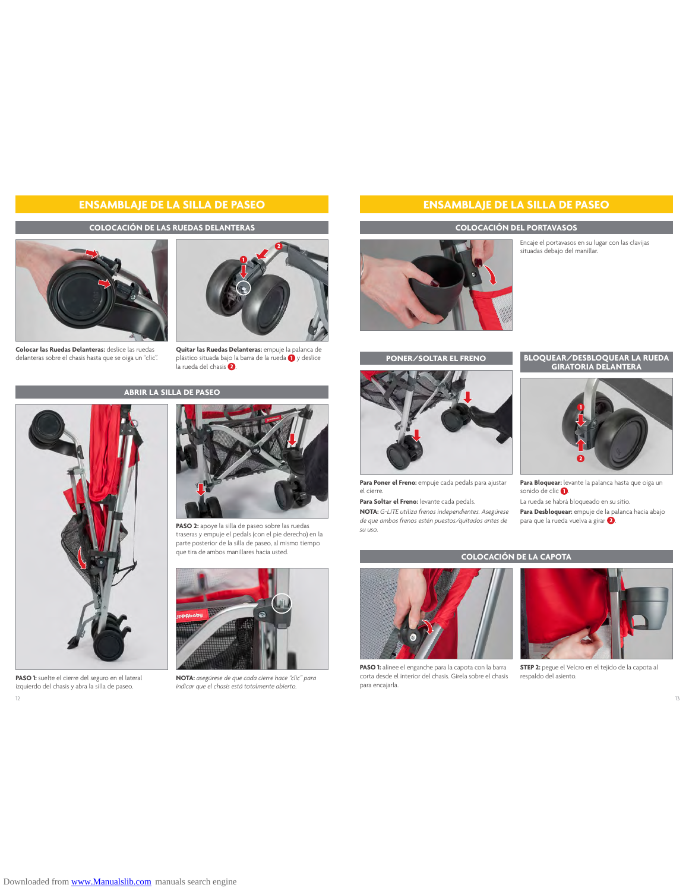# ENSAMBLAJE DE LA SILLA DE PASEO

## COLOCACIÓN DE LAS RUEDAS DELANTERAS

**Colocar las Ruedas Delanteras:** deslice las ruedas delanteras sobre el chasis hasta que se oiga un "clic".

**Quitar las Ruedas Delanteras:** empuje la palanca de plástico situada bajo la barra de la rueda 1 y deslice la rueda del chasis 2.

## ABRIR LA SILLA DE PASEO

**PASO 1:** suelte el cierre del seguro en el lateral izquierdo del chasis y abra la silla de paseo.

**PASO 2:** apoye la silla de paseo sobre las ruedas traseras y empuje el pedals (con el pie derecho) en la parte posterior de la silla de paseo, al mismo tiempo que tira de ambos manillares hacia usted.

**NOTA:** *asegúrese de que cada cierre hace "clic" para indicar que el chasis está totalmente abierto.*

# ENSAMBLAJE DE LA SILLA DE PASEO

## COLOCACIÓN DEL PORTAVASOS

Encaje el portavasos en su lugar con las clavijas situadas debajo del manillar.

## PONER/SOLTAR EL FRENO

**Para Poner el Freno:** empuje cada pedals para ajustar el cierre.

**Para Soltar el Freno:** levante cada pedals.

**NOTA:** *G-LITE utiliza frenos independientes. Asegúrese de que ambos frenos estén puestos/quitados antes de su uso.*

## BLOQUEAR/DESBLOQUEAR LA RUEDA GIRATORIA DELANTERA

**Para Bloquear:** levante la palanca hasta que oiga un sonido de clic 1.

La rueda se habrá bloqueado en su sitio.

**Para Desbloquear:** empuje de la palanca hacia abajo para que la rueda vuelva a girar 2.

## COLOCACIÓN DE LA CAPOTA

**PASO 1:** alinee el enganche para la capota con la barra corta desde el interior del chasis. Gírela sobre el chasis para encajarla.

**STEP 2:** pegue el Velcro en el tejido de la capota al respaldo del asiento.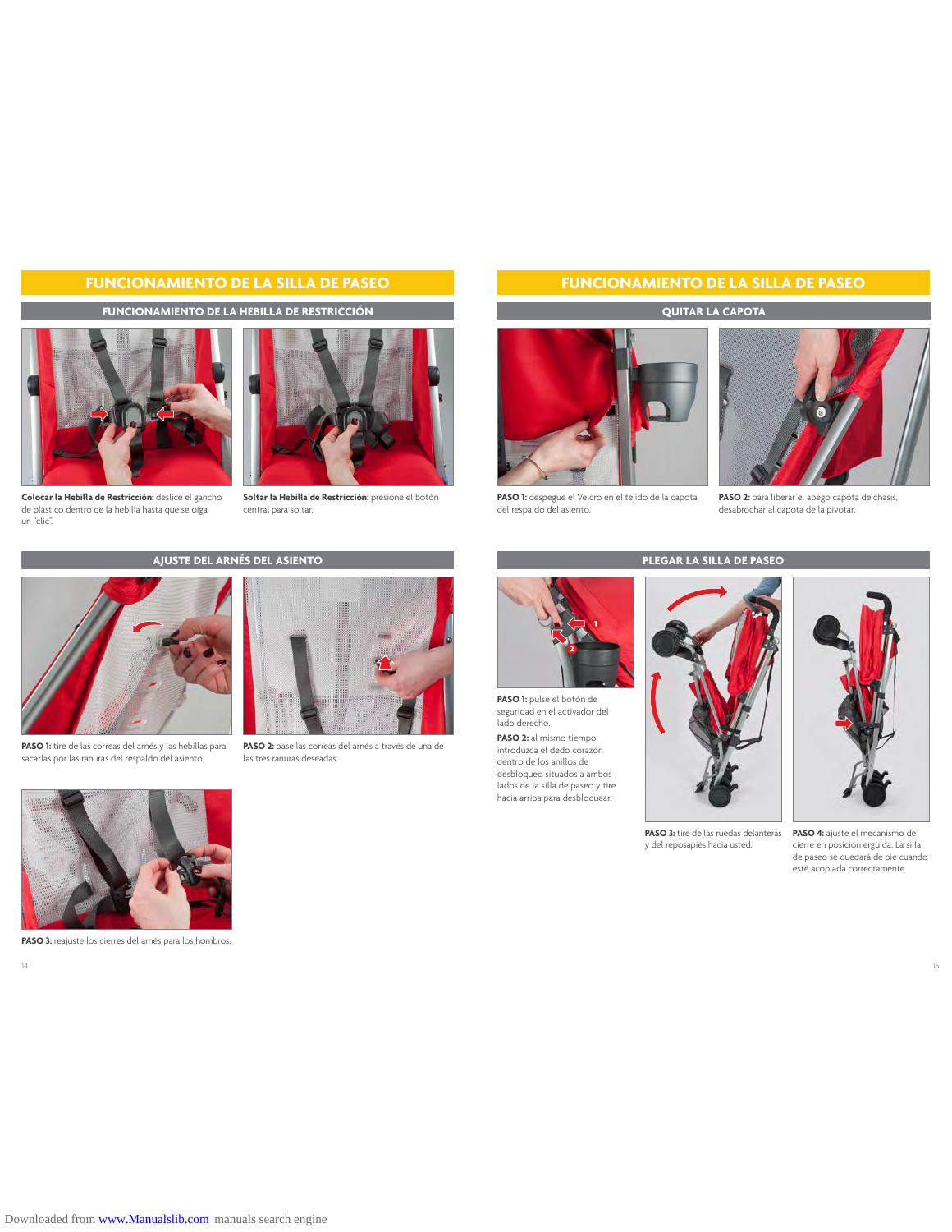## FUNCIONAMIENTO DE LA SILLA DE PASEO

### FUNCIONAMIENTO DE LA HEBILLA DE RESTRICCIÓN

**Colocar la Hebilla de Restricción:** deslice el gancho de plástico dentro de la hebilla hasta que se oiga un "clic".

**Soltar la Hebilla de Restricción:** presione el botón central para soltar.

### AJUSTE DEL ARNÉS DEL ASIENTO

**PASO 1:** tire de las correas del arnés y las hebillas para sacarlas por las ranuras del respaldo del asiento.

**PASO 2:** pase las correas del arnés a través de una de las tres ranuras deseadas.

**PASO 3:** reajuste los cierres del arnés para los hombros.

## FUNCIONAMIENTO DE LA SILLA DE PASEO

### QUITAR LA CAPOTA

**PASO 1:** despegue el Velcro en el tejido de la capota del respaldo del asiento.

**PASO 2:** para liberar el apego capota de chasis, desabrochar al capota de la pivotar.

### PLEGAR LA SILLA DE PASEO

**PASO 1:** pulse el botón de seguridad en el activador del lado derecho.

**PASO 2:** al mismo tiempo, introduzca el dedo corazón dentro de los anillos de desbloqueo situados a ambos lados de la silla de paseo y tire hacia arriba para desbloquear.

**PASO 3:** tire de las ruedas delanteras y del reposapiés hacia usted.

**PASO 4:** ajuste el mecanismo de cierre en posición erguida. La silla de paseo se quedará de pie cuando esté acoplada correctamente.

Downloaded from www.Manualslib.com manuals search engine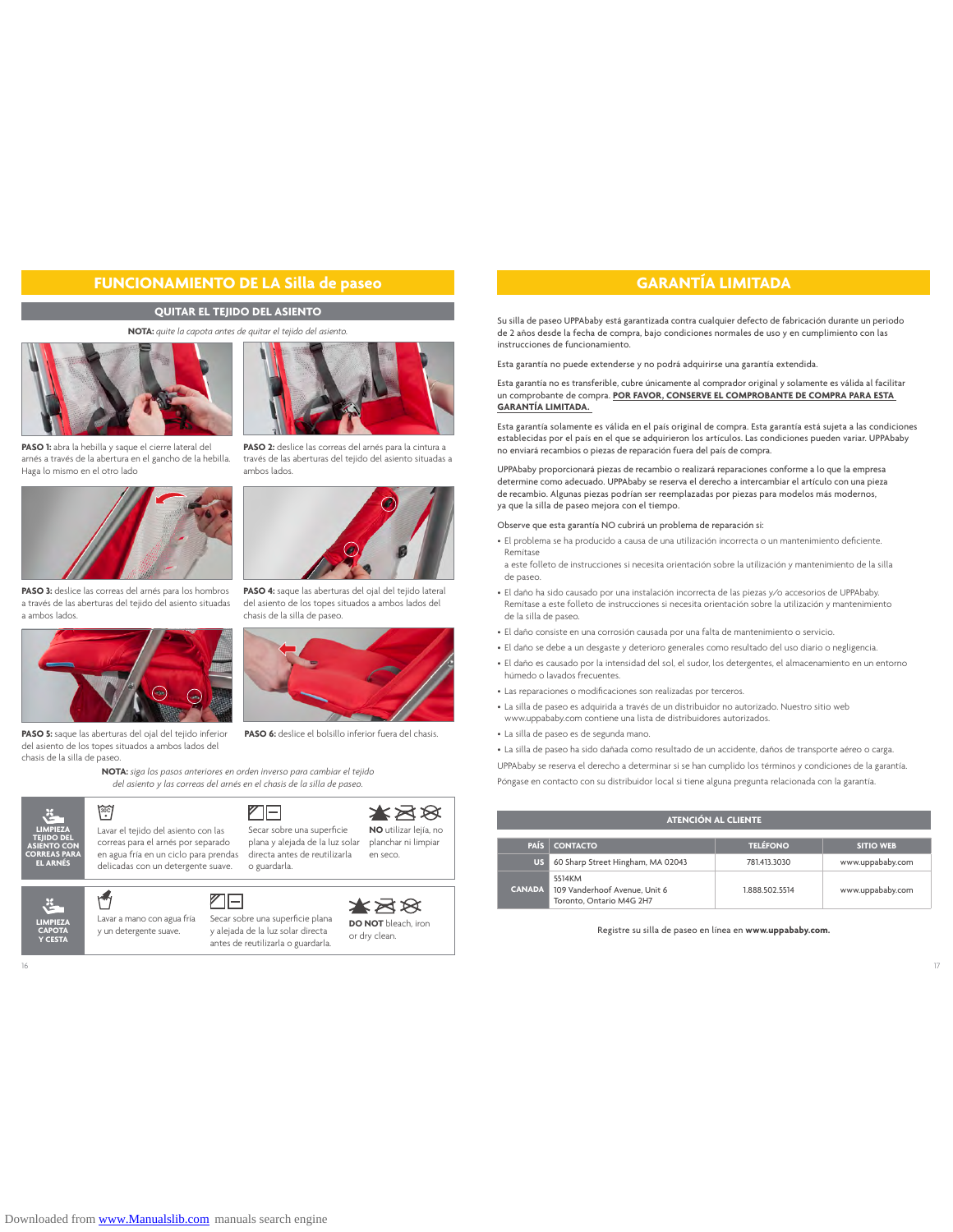# FUNCIONAMIENTO DE LA Silla de paseo

## QUITAR EL TEJIDO DEL ASIENTO

**NOTA:** *quite la capota antes de quitar el tejido del asiento.*

**PASO 1:** abra la hebilla y saque el cierre lateral del arnés a través de la abertura en el gancho de la hebilla. Haga lo mismo en el otro lado

**PASO 2:** deslice las correas del arnés para la cintura a través de las aberturas del tejido del asiento situadas a ambos lados.

**PASO 3:** deslice las correas del arnés para los hombros a través de las aberturas del tejido del asiento situadas a ambos lados.

**PASO 4:** saque las aberturas del ojal del tejido lateral del asiento de los topes situados a ambos lados del chasis de la silla de paseo.

**PASO 5:** saque las aberturas del ojal del tejido inferior del asiento de los topes situados a ambos lados del chasis de la silla de paseo.

**PASO 6:** deslice el bolsillo inferior fuera del chasis.

**NOTA:** *siga los pasos anteriores en orden inverso para cambiar el tejido del asiento y las correas del arnés en el chasis de la silla de paseo.*

| | | | |
|---|---|---|---|
| **LIMPIEZA TEJIDO DEL ASIENTO CON CORREAS PARA EL ARNÉS** | Lavar el tejido del asiento con las correas para el arnés por separado en agua fría en un ciclo para prendas delicadas con un detergente suave. | Secar sobre una superficie plana y alejada de la luz solar directa antes de reutilizarla o guardarla. | **NO** utilizar lejía, no planchar ni limpiar en seco. |
| **LIMPIEZA CAPOTA Y CESTA** | Lavar a mano con agua fría y un detergente suave. | Secar sobre una superficie plana y alejada de la luz solar directa antes de reutilizarla o guardarla. | **DO NOT** bleach, iron or dry clean. |

# GARANTÍA LIMITADA

Su silla de paseo UPPAbaby está garantizada contra cualquier defecto de fabricación durante un periodo de 2 años desde la fecha de compra, bajo condiciones normales de uso y en cumplimiento con las instrucciones de funcionamiento.

Esta garantía no puede extenderse y no podrá adquirirse una garantía extendida.

Esta garantía no es transferible, cubre únicamente al comprador original y solamente es válida al facilitar un comprobante de compra. **POR FAVOR, CONSERVE EL COMPROBANTE DE COMPRA PARA ESTA GARANTÍA LIMITADA.**

Esta garantía solamente es válida en el país original de compra. Esta garantía está sujeta a las condiciones establecidas por el país en el que se adquirieron los artículos. Las condiciones pueden variar. UPPAbaby no enviará recambios o piezas de reparación fuera del país de compra.

UPPAbaby proporcionará piezas de recambio o realizará reparaciones conforme a lo que la empresa determine como adecuado. UPPAbaby se reserva el derecho a intercambiar el artículo con una pieza de recambio. Algunas piezas podrían ser reemplazadas por piezas para modelos más modernos, ya que la silla de paseo mejora con el tiempo.

Observe que esta garantía NO cubrirá un problema de reparación si:

- El problema se ha producido a causa de una utilización incorrecta o un mantenimiento deficiente. Remítase a este folleto de instrucciones si necesita orientación sobre la utilización y mantenimiento de la silla de paseo.
- El daño ha sido causado por una instalación incorrecta de las piezas y/o accesorios de UPPAbaby. Remítase a este folleto de instrucciones si necesita orientación sobre la utilización y mantenimiento de la silla de paseo.
- El daño consiste en una corrosión causada por una falta de mantenimiento o servicio.
- El daño se debe a un desgaste y deterioro generales como resultado del uso diario o negligencia.
- El daño es causado por la intensidad del sol, el sudor, los detergentes, el almacenamiento en un entorno húmedo o lavados frecuentes.
- Las reparaciones o modificaciones son realizadas por terceros.
- La silla de paseo es adquirida a través de un distribuidor no autorizado. Nuestro sitio web www.uppababy.com contiene una lista de distribuidores autorizados.
- La silla de paseo es de segunda mano.
- La silla de paseo ha sido dañada como resultado de un accidente, daños de transporte aéreo o carga.

UPPAbaby se reserva el derecho a determinar si se han cumplido los términos y condiciones de la garantía.

Póngase en contacto con su distribuidor local si tiene alguna pregunta relacionada con la garantía.

**ATENCIÓN AL CLIENTE**

| PAÍS | CONTACTO | TELÉFONO | SITIO WEB |
|---|---|---|---|
| US | 60 Sharp Street Hingham, MA 02043 | 781.413.3030 | www.uppababy.com |
| CANADA | 5514KM<br>109 Vanderhoof Avenue, Unit 6<br>Toronto, Ontario M4G 2H7 | 1.888.502.5514 | www.uppababy.com |

Registre su silla de paseo en línea en **www.uppababy.com.**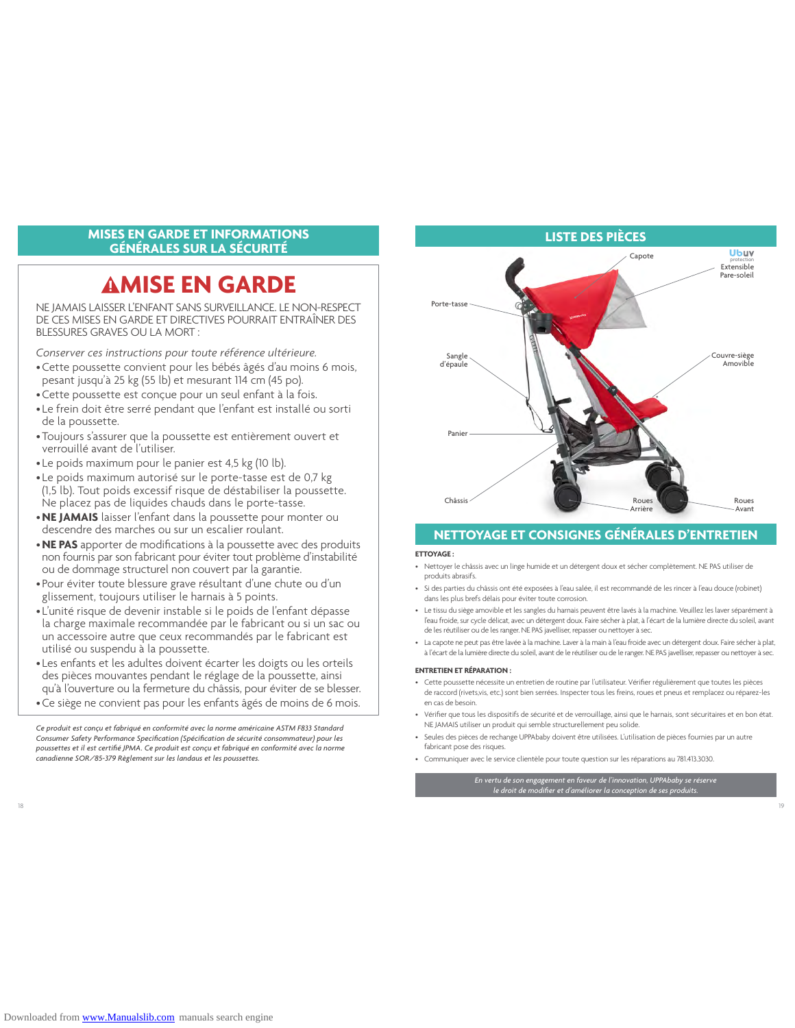## MISES EN GARDE ET INFORMATIONS GÉNÉRALES SUR LA SÉCURITÉ

# ⚠MISE EN GARDE

NE JAMAIS LAISSER L'ENFANT SANS SURVEILLANCE. LE NON-RESPECT DE CES MISES EN GARDE ET DIRECTIVES POURRAIT ENTRAÎNER DES BLESSURES GRAVES OU LA MORT :

*Conserver ces instructions pour toute référence ultérieure.*

- Cette poussette convient pour les bébés âgés d'au moins 6 mois, pesant jusqu'à 25 kg (55 lb) et mesurant 114 cm (45 po).
- Cette poussette est conçue pour un seul enfant à la fois.
- Le frein doit être serré pendant que l'enfant est installé ou sorti de la poussette.
- Toujours s'assurer que la poussette est entièrement ouvert et verrouillé avant de l'utiliser.
- Le poids maximum pour le panier est 4,5 kg (10 lb).
- Le poids maximum autorisé sur le porte-tasse est de 0,7 kg (1,5 lb). Tout poids excessif risque de déstabiliser la poussette. Ne placez pas de liquides chauds dans le porte-tasse.
- **NE JAMAIS** laisser l'enfant dans la poussette pour monter ou descendre des marches ou sur un escalier roulant.
- **NE PAS** apporter de modifications à la poussette avec des produits non fournis par son fabricant pour éviter tout problème d'instabilité ou de dommage structurel non couvert par la garantie.
- Pour éviter toute blessure grave résultant d'une chute ou d'un glissement, toujours utiliser le harnais à 5 points.
- L'unité risque de devenir instable si le poids de l'enfant dépasse la charge maximale recommandée par le fabricant ou si un sac ou un accessoire autre que ceux recommandés par le fabricant est utilisé ou suspendu à la poussette.
- Les enfants et les adultes doivent écarter les doigts ou les orteils des pièces mouvantes pendant le réglage de la poussette, ainsi qu'à l'ouverture ou la fermeture du châssis, pour éviter de se blesser.
- Ce siège ne convient pas pour les enfants âgés de moins de 6 mois.

*Ce produit est conçu et fabriqué en conformité avec la norme américaine ASTM F833 Standard Consumer Safety Performance Specification (Spécification de sécurité consommateur) pour les poussettes et il est certifié JPMA. Ce produit est conçu et fabriqué en conformité avec la norme canadienne SOR/85-379 Règlement sur les landaus et les poussettes.*

## LISTE DES PIÈCES

Capote
UbUV protection Extensible Pare-soleil
Porte-tasse
Sangle d'épaule
Couvre-siège Amovible
Panier
Châssis
Roues Arrière
Roues Avant

## NETTOYAGE ET CONSIGNES GÉNÉRALES D'ENTRETIEN

**ETTOYAGE :**

- Nettoyer le châssis avec un linge humide et un détergent doux et sécher complètement. NE PAS utiliser de produits abrasifs.
- Si des parties du châssis ont été exposées à l'eau salée, il est recommandé de les rincer à l'eau douce (robinet) dans les plus brefs délais pour éviter toute corrosion.
- Le tissu du siège amovible et les sangles du harnais peuvent être lavés à la machine. Veuillez les laver séparément à l'eau froide, sur cycle délicat, avec un détergent doux. Faire sécher à plat, à l'écart de la lumière directe du soleil, avant de les réutiliser ou de les ranger. NE PAS javelliser, repasser ou nettoyer à sec.
- La capote ne peut pas être lavée à la machine. Laver à la main à l'eau froide avec un détergent doux. Faire sécher à plat, à l'écart de la lumière directe du soleil, avant de le réutiliser ou de le ranger. NE PAS javelliser, repasser ou nettoyer à sec.

**ENTRETIEN ET RÉPARATION :**

- Cette poussette nécessite un entretien de routine par l'utilisateur. Vérifier régulièrement que toutes les pièces de raccord (rivets,vis, etc.) sont bien serrées. Inspecter tous les freins, roues et pneus et remplacez ou réparez-les en cas de besoin.
- Vérifier que tous les dispositifs de sécurité et de verrouillage, ainsi que le harnais, sont sécuritaires et en bon état. NE JAMAIS utiliser un produit qui semble structurellement peu solide.
- Seules des pièces de rechange UPPAbaby doivent être utilisées. L'utilisation de pièces fournies par un autre fabricant pose des risques.
- Communiquer avec le service clientèle pour toute question sur les réparations au 781.413.3030.

*En vertu de son engagement en faveur de l'innovation, UPPAbaby se réserve le droit de modifier et d'améliorer la conception de ses produits.*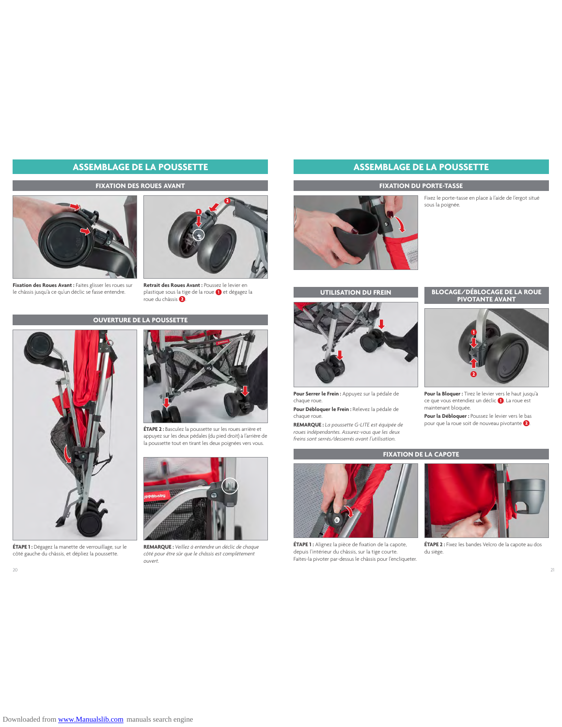# ASSEMBLAGE DE LA POUSSETTE

## FIXATION DES ROUES AVANT

**Fixation des Roues Avant :** Faites glisser les roues sur le châssis jusqu'à ce qu'un déclic se fasse entendre.

**Retrait des Roues Avant :** Poussez le levier en plastique sous la tige de la roue 1 et dégagez la roue du châssis 2.

## OUVERTURE DE LA POUSSETTE

**ÉTAPE 1 :** Dégagez la manette de verrouillage, sur le côté gauche du châssis, et dépliez la poussette.

**ÉTAPE 2 :** Basculez la poussette sur les roues arrière et appuyez sur les deux pédales (du pied droit) à l'arrière de la poussette tout en tirant les deux poignées vers vous.

**REMARQUE :** *Veillez à entendre un déclic de chaque côté pour être sûr que le châssis est complètement ouvert.*

# ASSEMBLAGE DE LA POUSSETTE

## FIXATION DU PORTE-TASSE

Fixez le porte-tasse en place à l'aide de l'ergot situé sous la poignée.

## UTILISATION DU FREIN

**Pour Serrer le Frein :** Appuyez sur la pédale de chaque roue.

**Pour Débloquer le Frein :** Relevez la pédale de chaque roue.

**REMARQUE :** *La poussette G-LITE est équipée de roues indépendantes. Assurez-vous que les deux freins sont serrés/desserrés avant l'utilisation.*

## BLOCAGE/DÉBLOCAGE DE LA ROUE PIVOTANTE AVANT

**Pour la Bloquer :** Tirez le levier vers le haut jusqu'à ce que vous entendiez un déclic 1. La roue est maintenant bloquée.

**Pour la Débloquer :** Poussez le levier vers le bas pour que la roue soit de nouveau pivotante 2.

## FIXATION DE LA CAPOTE

**ÉTAPE 1 :** Alignez la pièce de fixation de la capote, depuis l'intérieur du châssis, sur la tige courte. Faites-la pivoter par-dessus le châssis pour l'encliqueter.

**ÉTAPE 2 :** Fixez les bandes Velcro de la capote au dos du siège.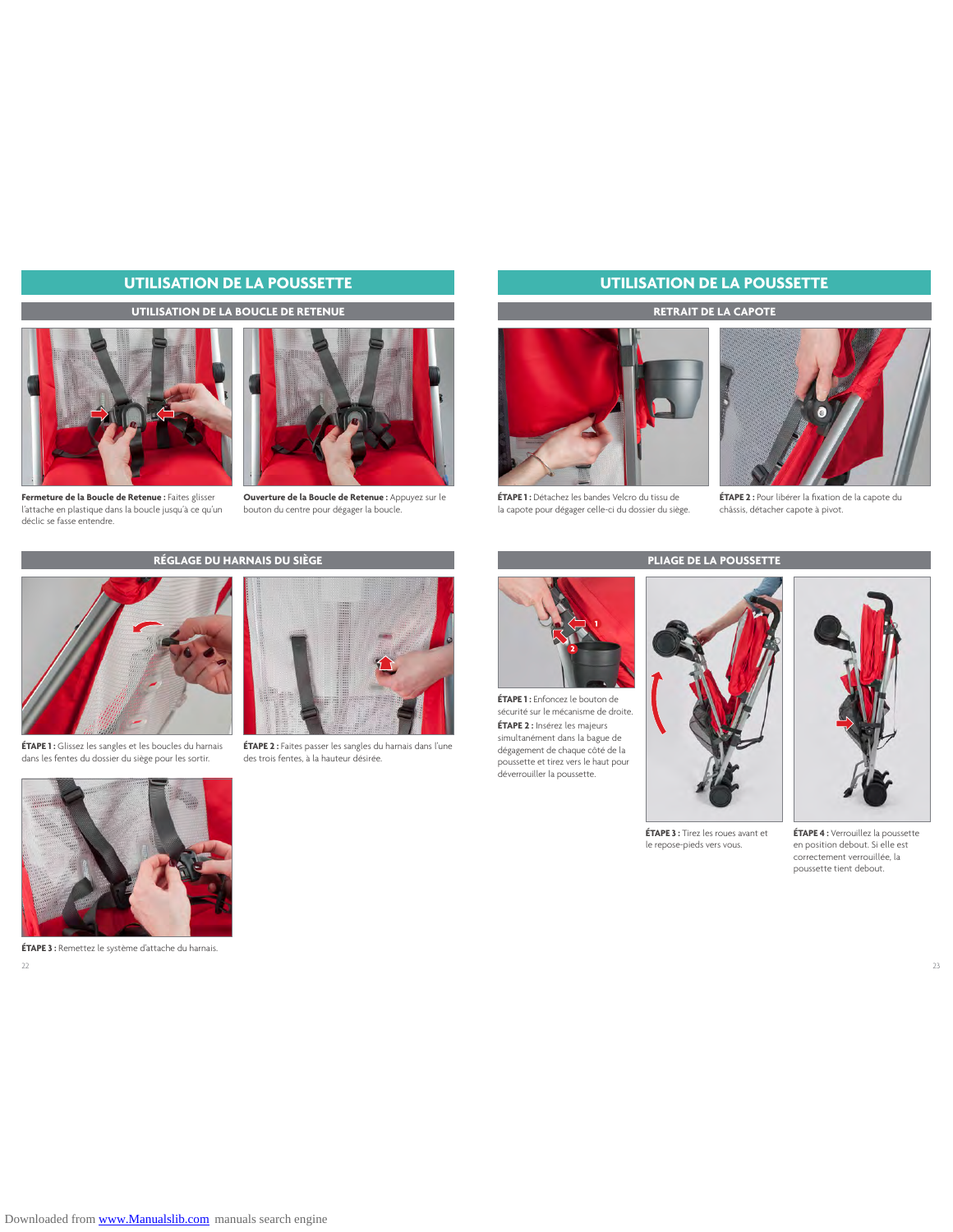## UTILISATION DE LA POUSSETTE

### UTILISATION DE LA BOUCLE DE RETENUE

**Fermeture de la Boucle de Retenue :** Faites glisser l'attache en plastique dans la boucle jusqu'à ce qu'un déclic se fasse entendre.

**Ouverture de la Boucle de Retenue :** Appuyez sur le bouton du centre pour dégager la boucle.

### RÉGLAGE DU HARNAIS DU SIÈGE

**ÉTAPE 1 :** Glissez les sangles et les boucles du harnais dans les fentes du dossier du siège pour les sortir.

**ÉTAPE 2 :** Faites passer les sangles du harnais dans l'une des trois fentes, à la hauteur désirée.

**ÉTAPE 3 :** Remettez le système d'attache du harnais.

## UTILISATION DE LA POUSSETTE

### RETRAIT DE LA CAPOTE

**ÉTAPE 1 :** Détachez les bandes Velcro du tissu de la capote pour dégager celle-ci du dossier du siège.

**ÉTAPE 2 :** Pour libérer la fixation de la capote du châssis, détacher capote à pivot.

### PLIAGE DE LA POUSSETTE

**ÉTAPE 1 :** Enfoncez le bouton de sécurité sur le mécanisme de droite.

**ÉTAPE 2 :** Insérez les majeurs simultanément dans la bague de dégagement de chaque côté de la poussette et tirez vers le haut pour déverrouiller la poussette.

**ÉTAPE 3 :** Tirez les roues avant et le repose-pieds vers vous.

**ÉTAPE 4 :** Verrouillez la poussette en position debout. Si elle est correctement verrouillée, la poussette tient debout.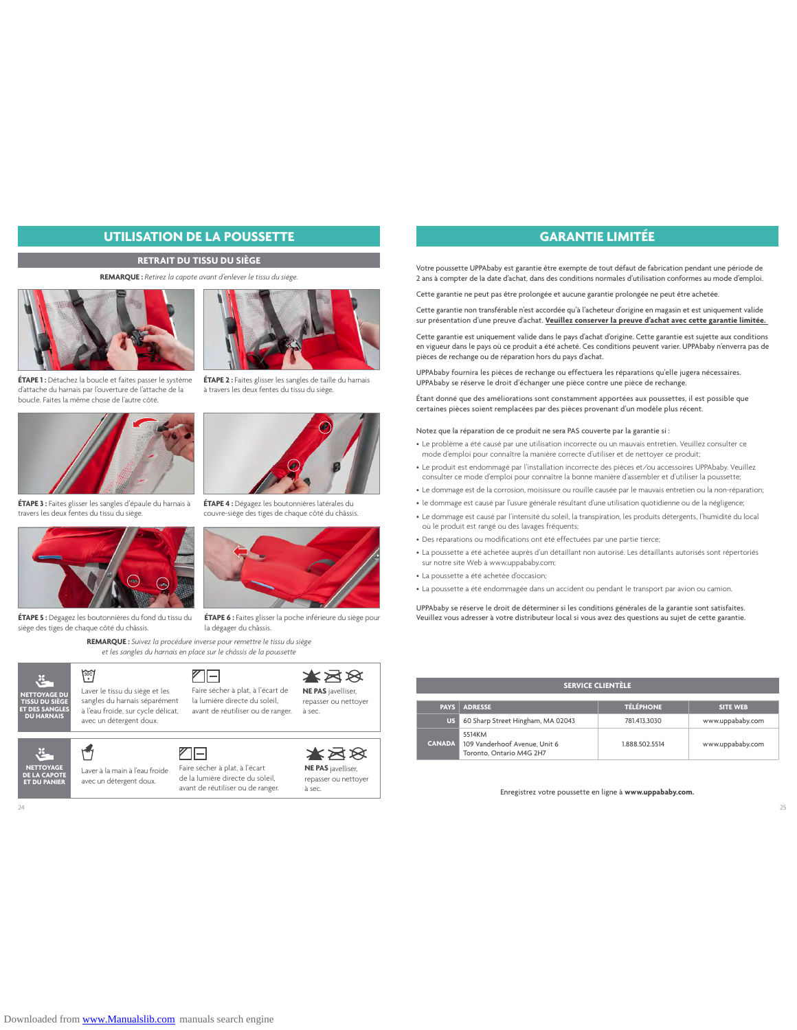# UTILISATION DE LA POUSSETTE

## RETRAIT DU TISSU DU SIÈGE

**REMARQUE :** *Retirez la capote avant d'enlever le tissu du siège.*

**ÉTAPE 1 :** Détachez la boucle et faites passer le système d'attache du harnais par l'ouverture de l'attache de la boucle. Faites la même chose de l'autre côté.

**ÉTAPE 2 :** Faites glisser les sangles de taille du harnais à travers les deux fentes du tissu du siège.

**ÉTAPE 3 :** Faites glisser les sangles d'épaule du harnais à travers les deux fentes du tissu du siège.

**ÉTAPE 4 :** Dégagez les boutonnières latérales du couvre-siège des tiges de chaque côté du châssis.

**ÉTAPE 5 :** Dégagez les boutonnières du fond du tissu du siège des tiges de chaque côté du châssis.

**ÉTAPE 6 :** Faites glisser la poche inférieure du siège pour la dégager du châssis.

**REMARQUE :** *Suivez la procédure inverse pour remettre le tissu du siège et les sangles du harnais en place sur le châssis de la poussette*

| | | | |
|---|---|---|---|
| **NETTOYAGE DU TISSU DU SIÈGE ET DES SANGLES DU HARNAIS** | Laver le tissu du siège et les sangles du harnais séparément à l'eau froide, sur cycle délicat, avec un détergent doux. | Faire sécher à plat, à l'écart de la lumière directe du soleil, avant de réutiliser ou de ranger. | **NE PAS** javelliser, repasser ou nettoyer à sec. |
| **NETTOYAGE DE LA CAPOTE ET DU PANIER** | Laver à la main à l'eau froide avec un détergent doux. | Faire sécher à plat, à l'écart de la lumière directe du soleil, avant de réutiliser ou de ranger. | **NE PAS** javelliser, repasser ou nettoyer à sec. |

# GARANTIE LIMITÉE

Votre poussette UPPAbaby est garantie être exempte de tout défaut de fabrication pendant une période de 2 ans à compter de la date d'achat, dans des conditions normales d'utilisation conformes au mode d'emploi.

Cette garantie ne peut pas être prolongée et aucune garantie prolongée ne peut être achetée.

Cette garantie non transférable n'est accordée qu'à l'acheteur d'origine en magasin et est uniquement valide sur présentation d'une preuve d'achat. **Veuillez conserver la preuve d'achat avec cette garantie limitée.**

Cette garantie est uniquement valide dans le pays d'achat d'origine. Cette garantie est sujette aux conditions en vigueur dans le pays où ce produit a été acheté. Ces conditions peuvent varier. UPPAbaby n'enverra pas de pièces de rechange ou de réparation hors du pays d'achat.

UPPAbaby fournira les pièces de rechange ou effectuera les réparations qu'elle jugera nécessaires. UPPAbaby se réserve le droit d'échanger une pièce contre une pièce de rechange.

Étant donné que des améliorations sont constamment apportées aux poussettes, il est possible que certaines pièces soient remplacées par des pièces provenant d'un modèle plus récent.

Notez que la réparation de ce produit ne sera PAS couverte par la garantie si :

- Le problème a été causé par une utilisation incorrecte ou un mauvais entretien. Veuillez consulter ce mode d'emploi pour connaître la manière correcte d'utiliser et de nettoyer ce produit;
- Le produit est endommagé par l'installation incorrecte des pièces et/ou accessoires UPPAbaby. Veuillez consulter ce mode d'emploi pour connaître la bonne manière d'assembler et d'utiliser la poussette;
- Le dommage est de la corrosion, moisissure ou rouille causée par le mauvais entretien ou la non-réparation;
- le dommage est causé par l'usure générale résultant d'une utilisation quotidienne ou de la négligence;
- Le dommage est causé par l'intensité du soleil, la transpiration, les produits détergents, l'humidité du local où le produit est rangé ou des lavages fréquents;
- Des réparations ou modifications ont été effectuées par une partie tierce;
- La poussette a été achetée auprès d'un détaillant non autorisé. Les détaillants autorisés sont répertoriés sur notre site Web à www.uppababy.com;
- La poussette a été achetée d'occasion;
- La poussette a été endommagée dans un accident ou pendant le transport par avion ou camion.

UPPAbaby se réserve le droit de déterminer si les conditions générales de la garantie sont satisfaites. Veuillez vous adresser à votre distributeur local si vous avez des questions au sujet de cette garantie.

## SERVICE CLIENTÈLE

| PAYS | ADRESSE | TÉLÉPHONE | SITE WEB |
|---|---|---|---|
| US | 60 Sharp Street Hingham, MA 02043 | 781.413.3030 | www.uppababy.com |
| CANADA | 5514KM<br>109 Vanderhoof Avenue, Unit 6<br>Toronto, Ontario M4G 2H7 | 1.888.502.5514 | www.uppababy.com |

Enregistrez votre poussette en ligne à **www.uppababy.com.**